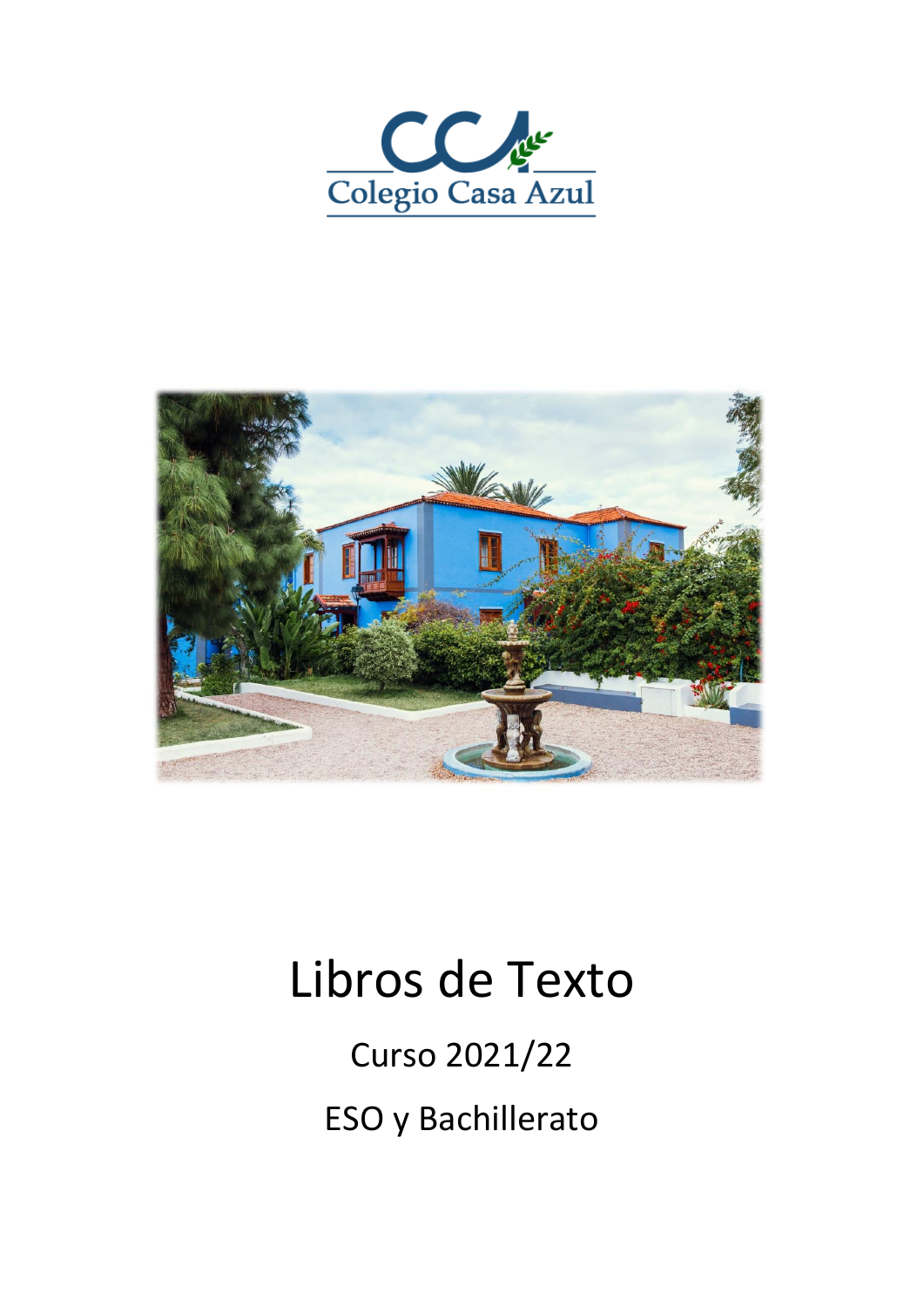Colegio Casa Azul

# Libros de Texto

## Curso 2021/22

## ESO y Bachillerato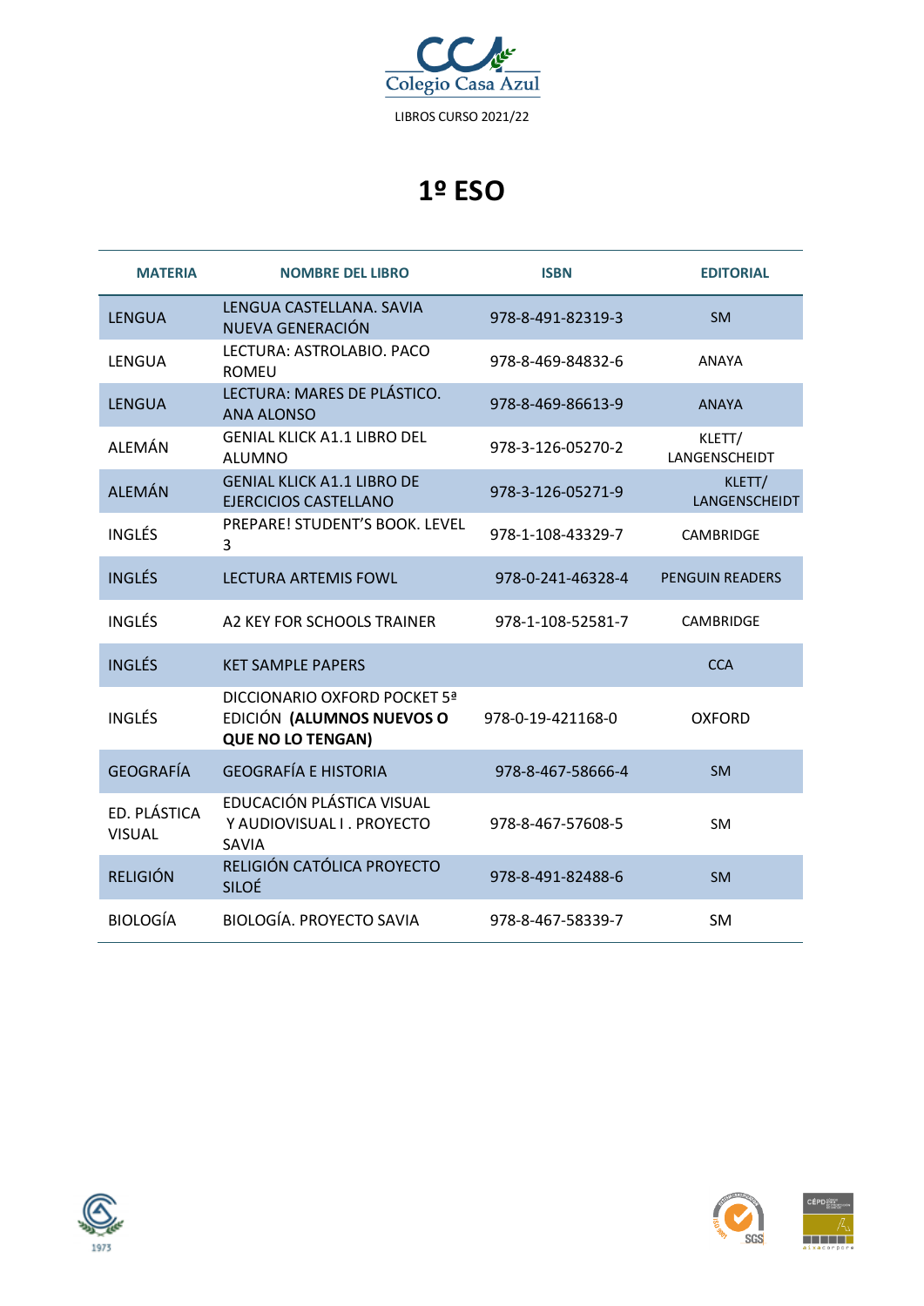Colegio Casa Azul

LIBROS CURSO 2021/22

# 1º ESO

| MATERIA | NOMBRE DEL LIBRO | ISBN | EDITORIAL |
|---|---|---|---|
| LENGUA | LENGUA CASTELLANA. SAVIA NUEVA GENERACIÓN | 978-8-491-82319-3 | SM |
| LENGUA | LECTURA: ASTROLABIO. PACO ROMEU | 978-8-469-84832-6 | ANAYA |
| LENGUA | LECTURA: MARES DE PLÁSTICO. ANA ALONSO | 978-8-469-86613-9 | ANAYA |
| ALEMÁN | GENIAL KLICK A1.1 LIBRO DEL ALUMNO | 978-3-126-05270-2 | KLETT/ LANGENSCHEIDT |
| ALEMÁN | GENIAL KLICK A1.1 LIBRO DE EJERCICIOS CASTELLANO | 978-3-126-05271-9 | KLETT/ LANGENSCHEIDT |
| INGLÉS | PREPARE! STUDENT'S BOOK. LEVEL 3 | 978-1-108-43329-7 | CAMBRIDGE |
| INGLÉS | LECTURA ARTEMIS FOWL | 978-0-241-46328-4 | PENGUIN READERS |
| INGLÉS | A2 KEY FOR SCHOOLS TRAINER | 978-1-108-52581-7 | CAMBRIDGE |
| INGLÉS | KET SAMPLE PAPERS | | CCA |
| INGLÉS | DICCIONARIO OXFORD POCKET 5ª EDICIÓN **(ALUMNOS NUEVOS O QUE NO LO TENGAN)** | 978-0-19-421168-0 | OXFORD |
| GEOGRAFÍA | GEOGRAFÍA E HISTORIA | 978-8-467-58666-4 | SM |
| ED. PLÁSTICA VISUAL | EDUCACIÓN PLÁSTICA VISUAL Y AUDIOVISUAL I . PROYECTO SAVIA | 978-8-467-57608-5 | SM |
| RELIGIÓN | RELIGIÓN CATÓLICA PROYECTO SILOÉ | 978-8-491-82488-6 | SM |
| BIOLOGÍA | BIOLOGÍA. PROYECTO SAVIA | 978-8-467-58339-7 | SM |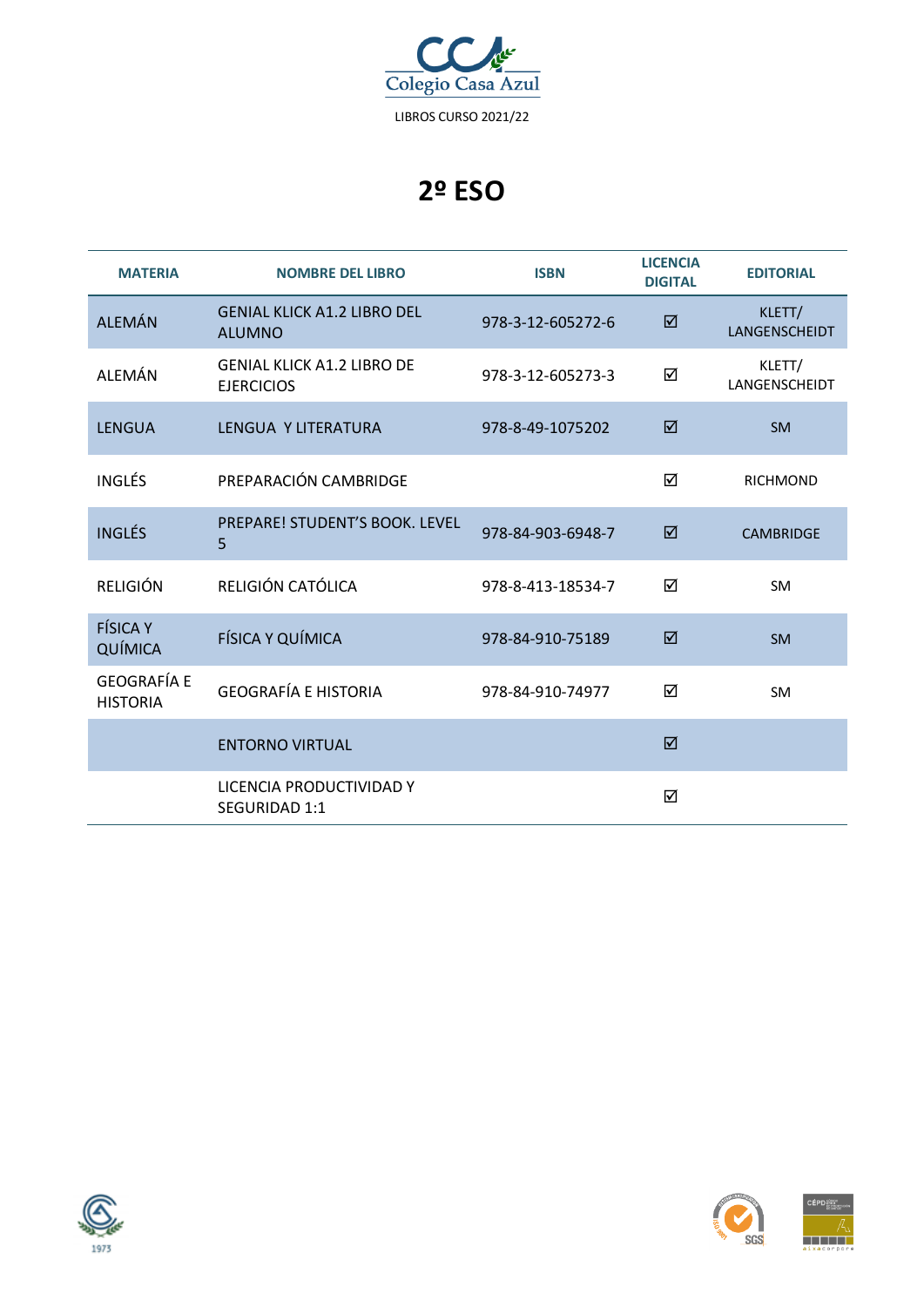Colegio Casa Azul

LIBROS CURSO 2021/22

# 2º ESO

| MATERIA | NOMBRE DEL LIBRO | ISBN | LICENCIA DIGITAL | EDITORIAL |
|---|---|---|---|---|
| ALEMÁN | GENIAL KLICK A1.2 LIBRO DEL ALUMNO | 978-3-12-605272-6 | ☑ | KLETT/ LANGENSCHEIDT |
| ALEMÁN | GENIAL KLICK A1.2 LIBRO DE EJERCICIOS | 978-3-12-605273-3 | ☑ | KLETT/ LANGENSCHEIDT |
| LENGUA | LENGUA Y LITERATURA | 978-8-49-1075202 | ☑ | SM |
| INGLÉS | PREPARACIÓN CAMBRIDGE | | ☑ | RICHMOND |
| INGLÉS | PREPARE! STUDENT'S BOOK. LEVEL 5 | 978-84-903-6948-7 | ☑ | CAMBRIDGE |
| RELIGIÓN | RELIGIÓN CATÓLICA | 978-8-413-18534-7 | ☑ | SM |
| FÍSICA Y QUÍMICA | FÍSICA Y QUÍMICA | 978-84-910-75189 | ☑ | SM |
| GEOGRAFÍA E HISTORIA | GEOGRAFÍA E HISTORIA | 978-84-910-74977 | ☑ | SM |
| | ENTORNO VIRTUAL | | ☑ | |
| | LICENCIA PRODUCTIVIDAD Y SEGURIDAD 1:1 | | ☑ | |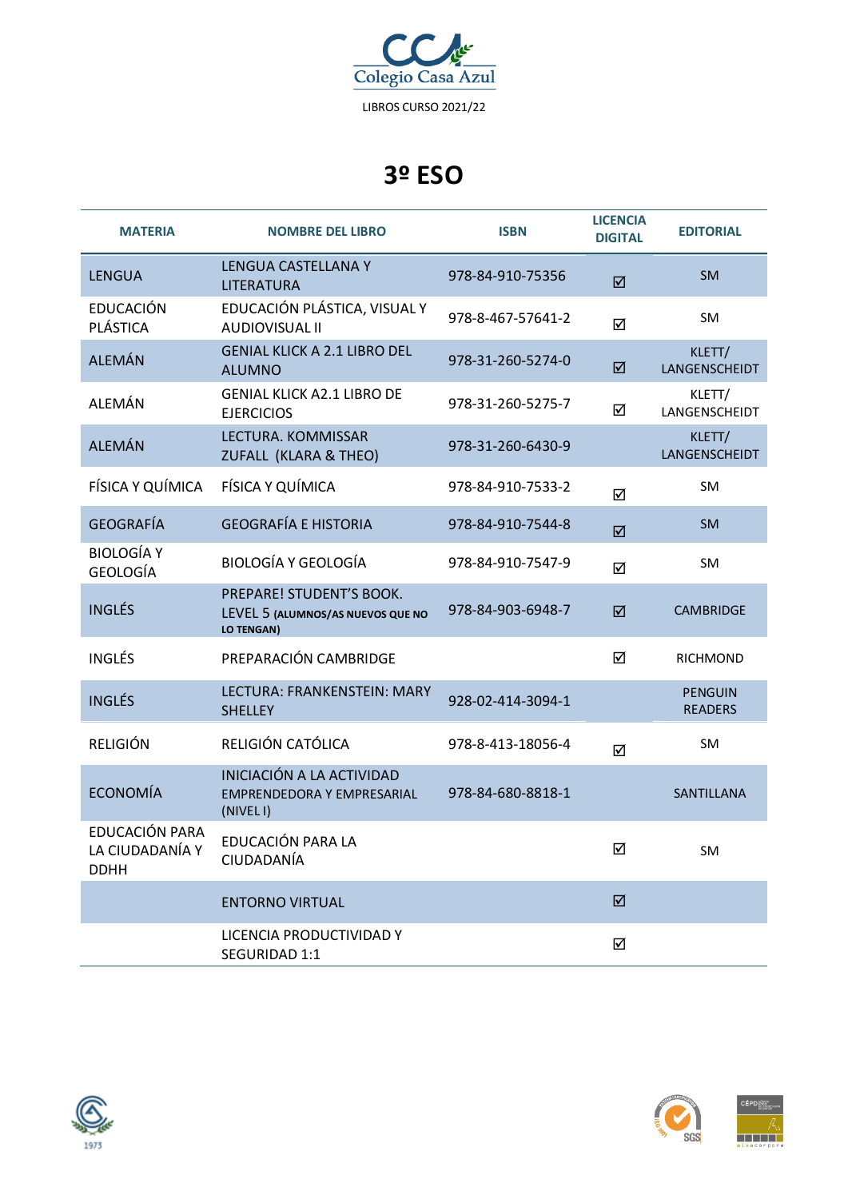Colegio Casa Azul

LIBROS CURSO 2021/22

# 3º ESO

| MATERIA | NOMBRE DEL LIBRO | ISBN | LICENCIA DIGITAL | EDITORIAL |
|---|---|---|---|---|
| LENGUA | LENGUA CASTELLANA Y LITERATURA | 978-84-910-75356 | ☑ | SM |
| EDUCACIÓN PLÁSTICA | EDUCACIÓN PLÁSTICA, VISUAL Y AUDIOVISUAL II | 978-8-467-57641-2 | ☑ | SM |
| ALEMÁN | GENIAL KLICK A 2.1 LIBRO DEL ALUMNO | 978-31-260-5274-0 | ☑ | KLETT/ LANGENSCHEIDT |
| ALEMÁN | GENIAL KLICK A2.1 LIBRO DE EJERCICIOS | 978-31-260-5275-7 | ☑ | KLETT/ LANGENSCHEIDT |
| ALEMÁN | LECTURA. KOMMISSAR ZUFALL (KLARA & THEO) | 978-31-260-6430-9 | | KLETT/ LANGENSCHEIDT |
| FÍSICA Y QUÍMICA | FÍSICA Y QUÍMICA | 978-84-910-7533-2 | ☑ | SM |
| GEOGRAFÍA | GEOGRAFÍA E HISTORIA | 978-84-910-7544-8 | ☑ | SM |
| BIOLOGÍA Y GEOLOGÍA | BIOLOGÍA Y GEOLOGÍA | 978-84-910-7547-9 | ☑ | SM |
| INGLÉS | PREPARE! STUDENT'S BOOK. LEVEL 5 **(ALUMNOS/AS NUEVOS QUE NO LO TENGAN)** | 978-84-903-6948-7 | ☑ | CAMBRIDGE |
| INGLÉS | PREPARACIÓN CAMBRIDGE | | ☑ | RICHMOND |
| INGLÉS | LECTURA: FRANKENSTEIN: MARY SHELLEY | 928-02-414-3094-1 | | PENGUIN READERS |
| RELIGIÓN | RELIGIÓN CATÓLICA | 978-8-413-18056-4 | ☑ | SM |
| ECONOMÍA | INICIACIÓN A LA ACTIVIDAD EMPRENDEDORA Y EMPRESARIAL (NIVEL I) | 978-84-680-8818-1 | | SANTILLANA |
| EDUCACIÓN PARA LA CIUDADANÍA Y DDHH | EDUCACIÓN PARA LA CIUDADANÍA | | ☑ | SM |
| | ENTORNO VIRTUAL | | ☑ | |
| | LICENCIA PRODUCTIVIDAD Y SEGURIDAD 1:1 | | ☑ | |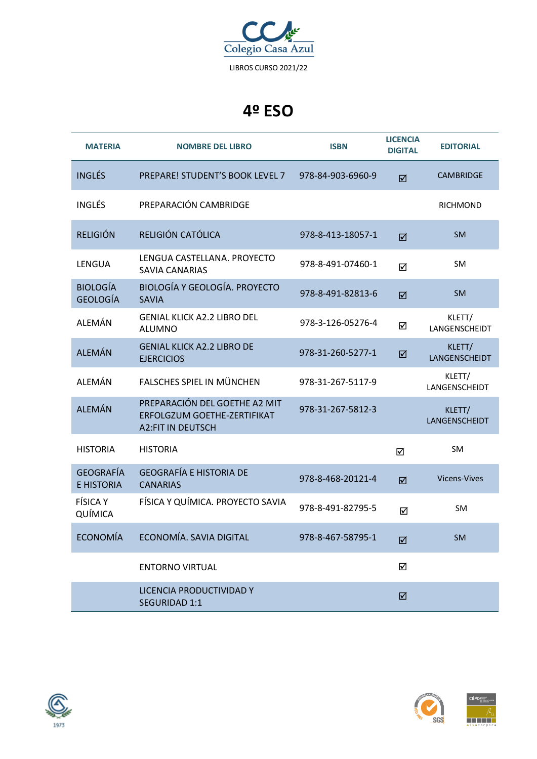Colegio Casa Azul

LIBROS CURSO 2021/22

# 4º ESO

| MATERIA | NOMBRE DEL LIBRO | ISBN | LICENCIA DIGITAL | EDITORIAL |
|---|---|---|---|---|
| INGLÉS | PREPARE! STUDENT'S BOOK LEVEL 7 | 978-84-903-6960-9 | ☑ | CAMBRIDGE |
| INGLÉS | PREPARACIÓN CAMBRIDGE | | | RICHMOND |
| RELIGIÓN | RELIGIÓN CATÓLICA | 978-8-413-18057-1 | ☑ | SM |
| LENGUA | LENGUA CASTELLANA. PROYECTO SAVIA CANARIAS | 978-8-491-07460-1 | ☑ | SM |
| BIOLOGÍA GEOLOGÍA | BIOLOGÍA Y GEOLOGÍA. PROYECTO SAVIA | 978-8-491-82813-6 | ☑ | SM |
| ALEMÁN | GENIAL KLICK A2.2 LIBRO DEL ALUMNO | 978-3-126-05276-4 | ☑ | KLETT/ LANGENSCHEIDT |
| ALEMÁN | GENIAL KLICK A2.2 LIBRO DE EJERCICIOS | 978-31-260-5277-1 | ☑ | KLETT/ LANGENSCHEIDT |
| ALEMÁN | FALSCHES SPIEL IN MÜNCHEN | 978-31-267-5117-9 | | KLETT/ LANGENSCHEIDT |
| ALEMÁN | PREPARACIÓN DEL GOETHE A2 MIT ERFOLGZUM GOETHE-ZERTIFIKAT A2:FIT IN DEUTSCH | 978-31-267-5812-3 | | KLETT/ LANGENSCHEIDT |
| HISTORIA | HISTORIA | | ☑ | SM |
| GEOGRAFÍA E HISTORIA | GEOGRAFÍA E HISTORIA DE CANARIAS | 978-8-468-20121-4 | ☑ | Vicens-Vives |
| FÍSICA Y QUÍMICA | FÍSICA Y QUÍMICA. PROYECTO SAVIA | 978-8-491-82795-5 | ☑ | SM |
| ECONOMÍA | ECONOMÍA. SAVIA DIGITAL | 978-8-467-58795-1 | ☑ | SM |
| | ENTORNO VIRTUAL | | ☑ | |
| | LICENCIA PRODUCTIVIDAD Y SEGURIDAD 1:1 | | ☑ | |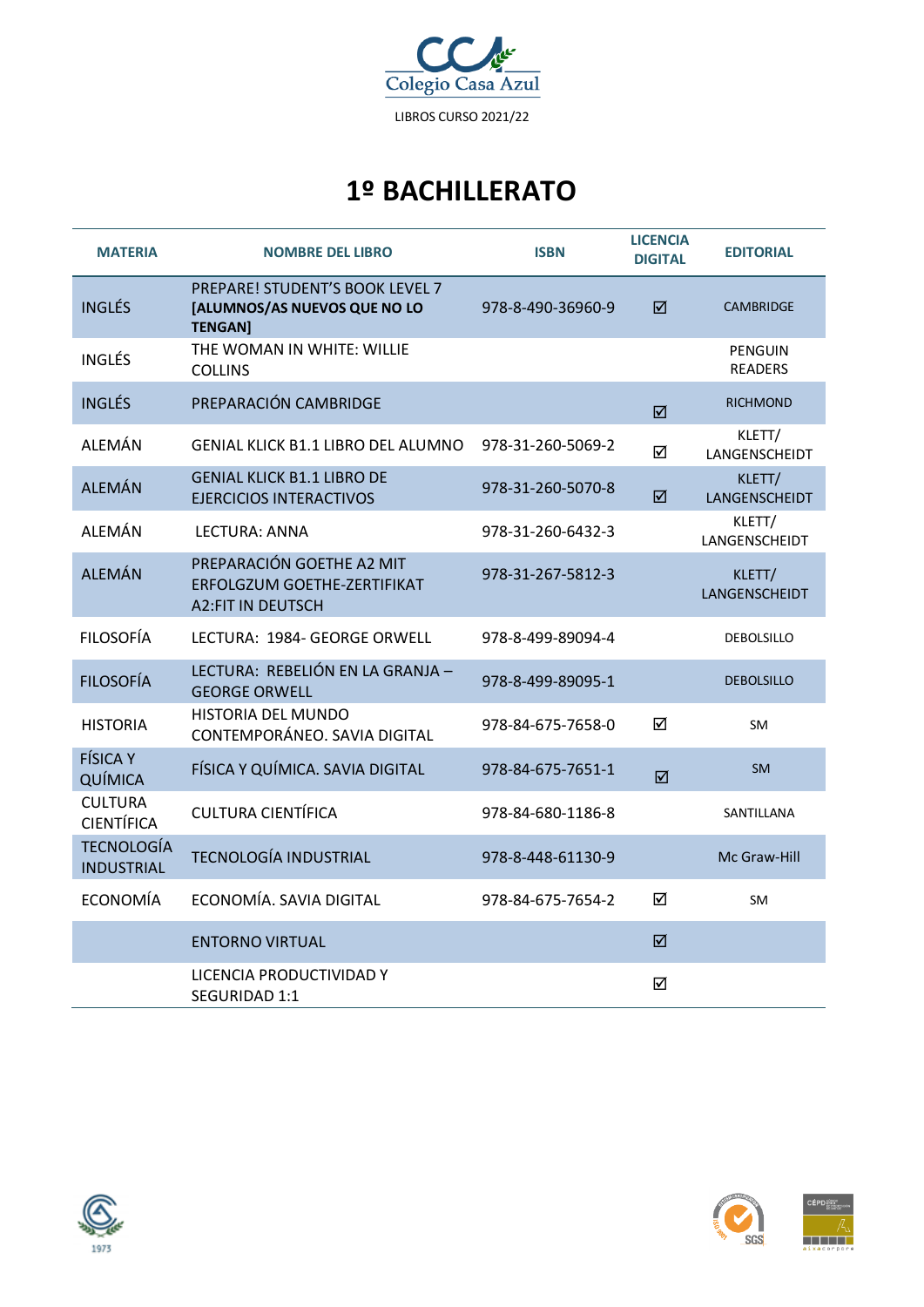Colegio Casa Azul

LIBROS CURSO 2021/22

# 1º BACHILLERATO

| MATERIA | NOMBRE DEL LIBRO | ISBN | LICENCIA DIGITAL | EDITORIAL |
|---|---|---|---|---|
| INGLÉS | PREPARE! STUDENT'S BOOK LEVEL 7 **[ALUMNOS/AS NUEVOS QUE NO LO TENGAN]** | 978-8-490-36960-9 | ☑ | CAMBRIDGE |
| INGLÉS | THE WOMAN IN WHITE: WILLIE COLLINS | | | PENGUIN READERS |
| INGLÉS | PREPARACIÓN CAMBRIDGE | | ☑ | RICHMOND |
| ALEMÁN | GENIAL KLICK B1.1 LIBRO DEL ALUMNO | 978-31-260-5069-2 | ☑ | KLETT/ LANGENSCHEIDT |
| ALEMÁN | GENIAL KLICK B1.1 LIBRO DE EJERCICIOS INTERACTIVOS | 978-31-260-5070-8 | ☑ | KLETT/ LANGENSCHEIDT |
| ALEMÁN | LECTURA: ANNA | 978-31-260-6432-3 | | KLETT/ LANGENSCHEIDT |
| ALEMÁN | PREPARACIÓN GOETHE A2 MIT ERFOLGZUM GOETHE-ZERTIFIKAT A2:FIT IN DEUTSCH | 978-31-267-5812-3 | | KLETT/ LANGENSCHEIDT |
| FILOSOFÍA | LECTURA: 1984- GEORGE ORWELL | 978-8-499-89094-4 | | DEBOLSILLO |
| FILOSOFÍA | LECTURA: REBELIÓN EN LA GRANJA – GEORGE ORWELL | 978-8-499-89095-1 | | DEBOLSILLO |
| HISTORIA | HISTORIA DEL MUNDO CONTEMPORÁNEO. SAVIA DIGITAL | 978-84-675-7658-0 | ☑ | SM |
| FÍSICA Y QUÍMICA | FÍSICA Y QUÍMICA. SAVIA DIGITAL | 978-84-675-7651-1 | ☑ | SM |
| CULTURA CIENTÍFICA | CULTURA CIENTÍFICA | 978-84-680-1186-8 | | SANTILLANA |
| TECNOLOGÍA INDUSTRIAL | TECNOLOGÍA INDUSTRIAL | 978-8-448-61130-9 | | Mc Graw-Hill |
| ECONOMÍA | ECONOMÍA. SAVIA DIGITAL | 978-84-675-7654-2 | ☑ | SM |
| | ENTORNO VIRTUAL | | ☑ | |
| | LICENCIA PRODUCTIVIDAD Y SEGURIDAD 1:1 | | ☑ | |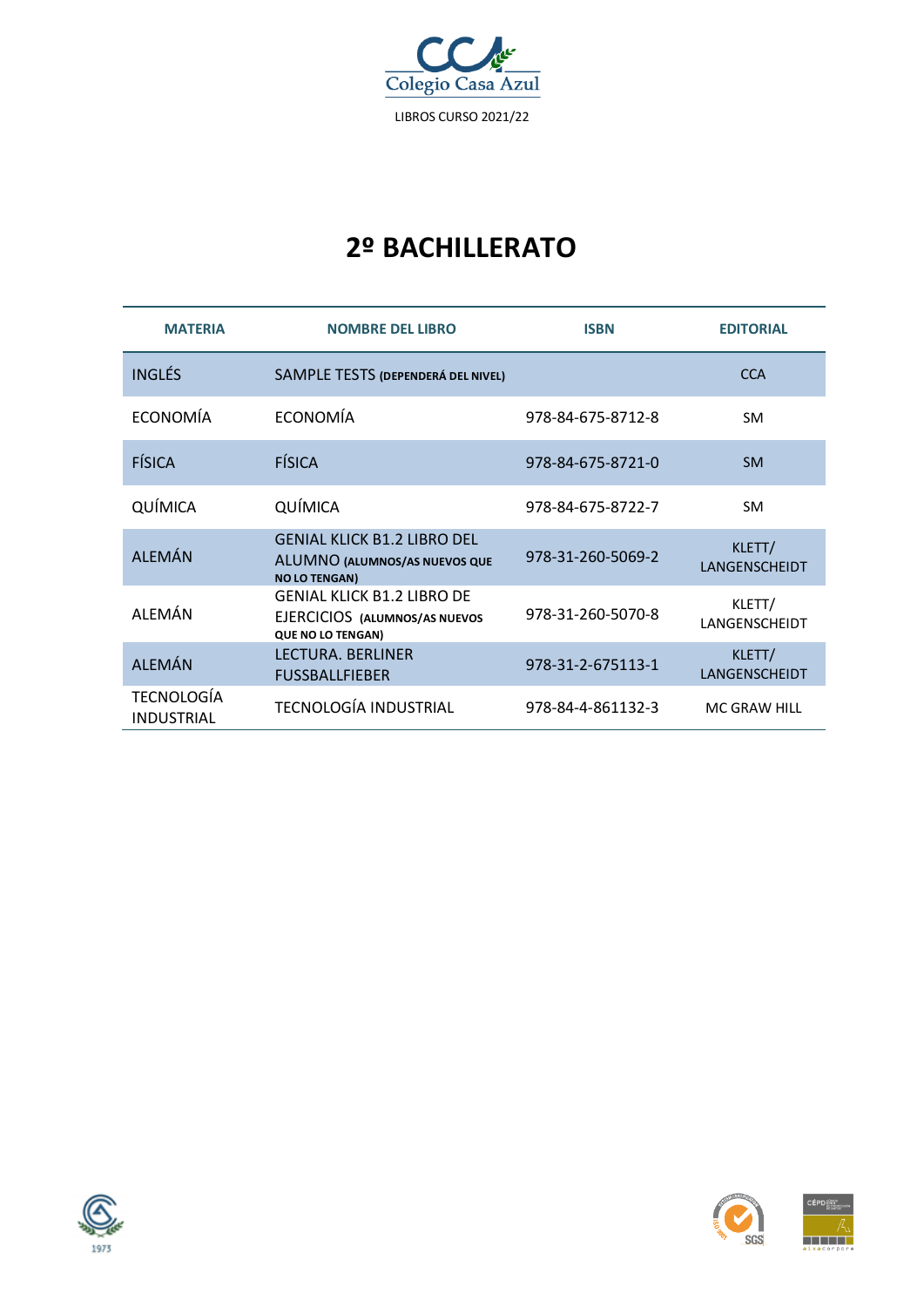Colegio Casa Azul

LIBROS CURSO 2021/22

# 2º BACHILLERATO

| MATERIA | NOMBRE DEL LIBRO | ISBN | EDITORIAL |
|---|---|---|---|
| INGLÉS | SAMPLE TESTS **(DEPENDERÁ DEL NIVEL)** | | CCA |
| ECONOMÍA | ECONOMÍA | 978-84-675-8712-8 | SM |
| FÍSICA | FÍSICA | 978-84-675-8721-0 | SM |
| QUÍMICA | QUÍMICA | 978-84-675-8722-7 | SM |
| ALEMÁN | GENIAL KLICK B1.2 LIBRO DEL ALUMNO **(ALUMNOS/AS NUEVOS QUE NO LO TENGAN)** | 978-31-260-5069-2 | KLETT/ LANGENSCHEIDT |
| ALEMÁN | GENIAL KLICK B1.2 LIBRO DE EJERCICIOS **(ALUMNOS/AS NUEVOS QUE NO LO TENGAN)** | 978-31-260-5070-8 | KLETT/ LANGENSCHEIDT |
| ALEMÁN | LECTURA. BERLINER FUSSBALLFIEBER | 978-31-2-675113-1 | KLETT/ LANGENSCHEIDT |
| TECNOLOGÍA INDUSTRIAL | TECNOLOGÍA INDUSTRIAL | 978-84-4-861132-3 | MC GRAW HILL |